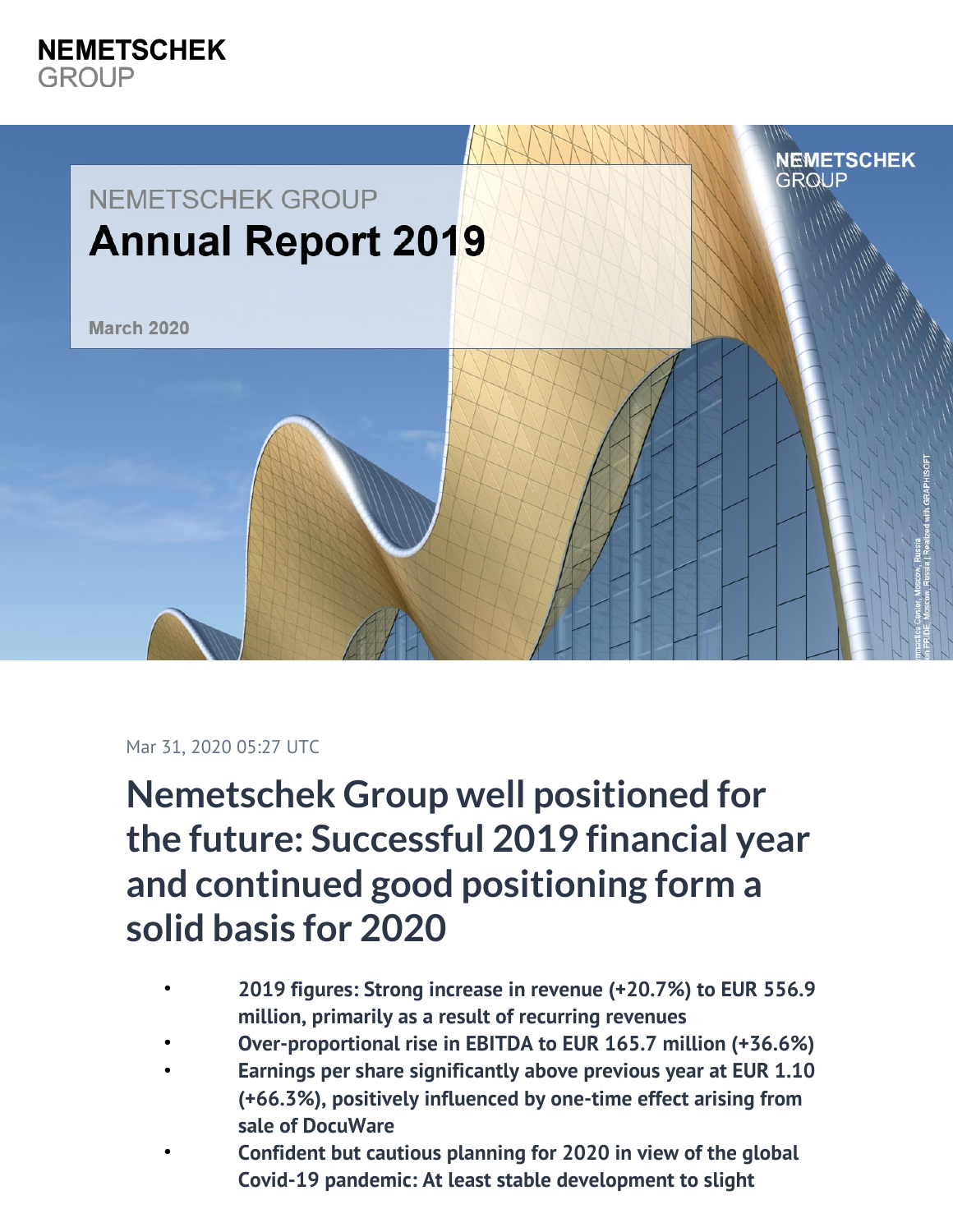NEMETSCHEK GROUP

NEMETSCHEK GROUP

# Annual Report 2019

March 2020

Mar 31, 2020 05:27 UTC

# Nemetschek Group well positioned for the future: Successful 2019 financial year and continued good positioning form a solid basis for 2020

- **2019 figures: Strong increase in revenue (+20.7%) to EUR 556.9 million, primarily as a result of recurring revenues**
- **Over-proportional rise in EBITDA to EUR 165.7 million (+36.6%)**
- **Earnings per share significantly above previous year at EUR 1.10 (+66.3%), positively influenced by one-time effect arising from sale of DocuWare**
- **Confident but cautious planning for 2020 in view of the global Covid-19 pandemic: At least stable development to slight**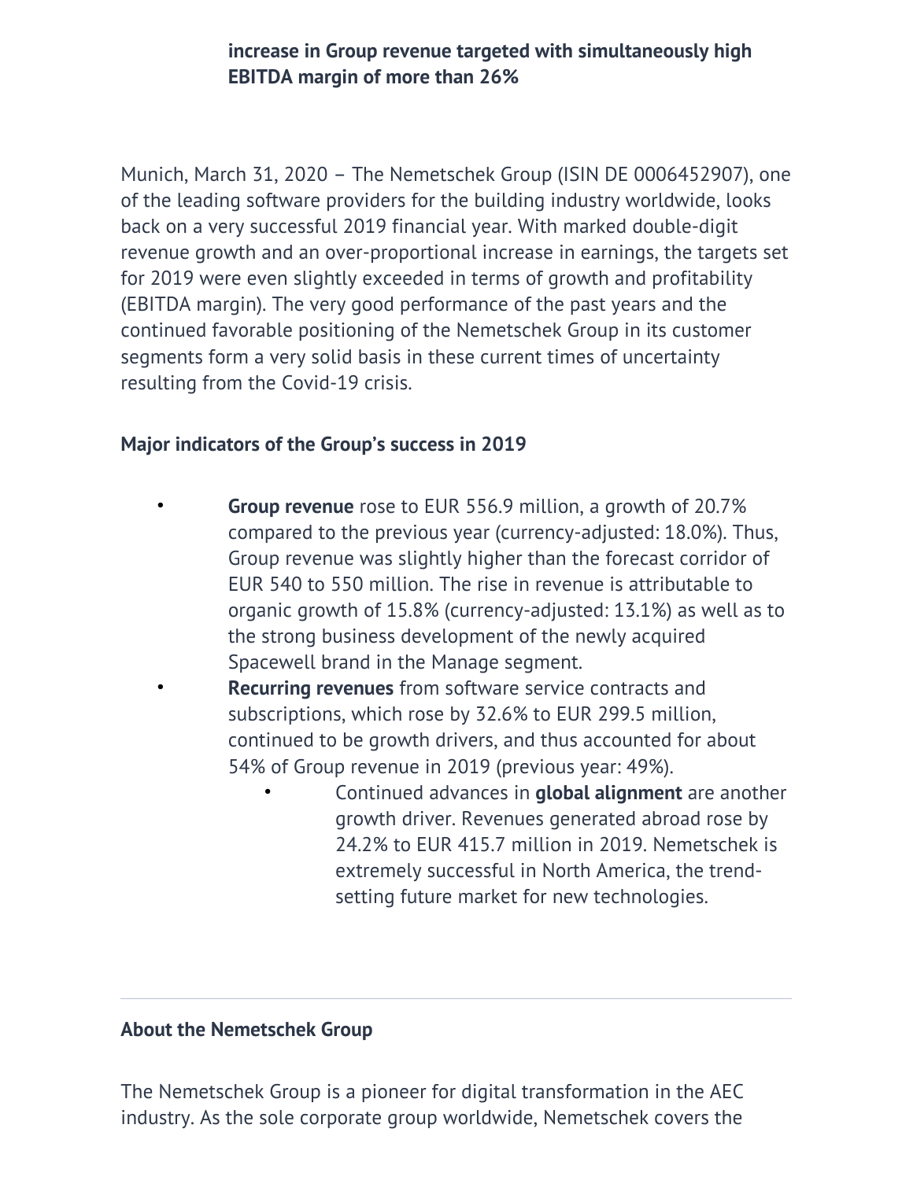**increase in Group revenue targeted with simultaneously high EBITDA margin of more than 26%**

Munich, March 31, 2020 – The Nemetschek Group (ISIN DE 0006452907), one of the leading software providers for the building industry worldwide, looks back on a very successful 2019 financial year. With marked double-digit revenue growth and an over-proportional increase in earnings, the targets set for 2019 were even slightly exceeded in terms of growth and profitability (EBITDA margin). The very good performance of the past years and the continued favorable positioning of the Nemetschek Group in its customer segments form a very solid basis in these current times of uncertainty resulting from the Covid-19 crisis.

**Major indicators of the Group's success in 2019**

- **Group revenue** rose to EUR 556.9 million, a growth of 20.7% compared to the previous year (currency-adjusted: 18.0%). Thus, Group revenue was slightly higher than the forecast corridor of EUR 540 to 550 million. The rise in revenue is attributable to organic growth of 15.8% (currency-adjusted: 13.1%) as well as to the strong business development of the newly acquired Spacewell brand in the Manage segment.
- **Recurring revenues** from software service contracts and subscriptions, which rose by 32.6% to EUR 299.5 million, continued to be growth drivers, and thus accounted for about 54% of Group revenue in 2019 (previous year: 49%).
  - Continued advances in **global alignment** are another growth driver. Revenues generated abroad rose by 24.2% to EUR 415.7 million in 2019. Nemetschek is extremely successful in North America, the trend-setting future market for new technologies.

---

**About the Nemetschek Group**

The Nemetschek Group is a pioneer for digital transformation in the AEC industry. As the sole corporate group worldwide, Nemetschek covers the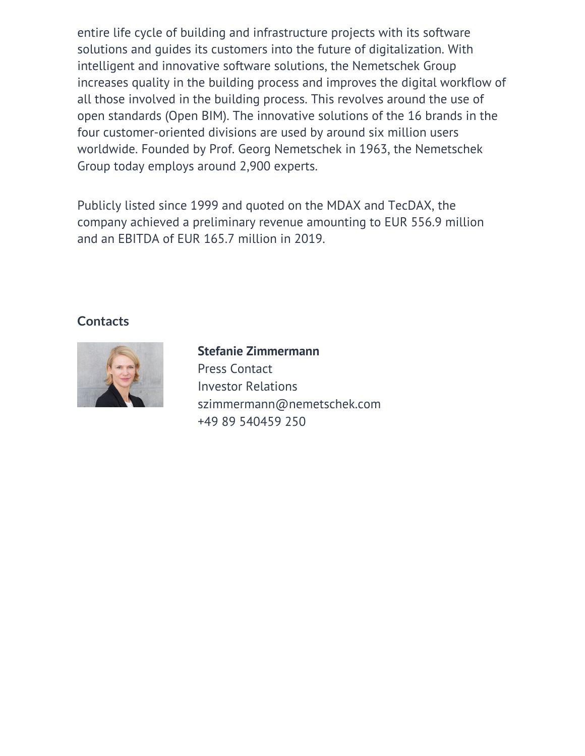entire life cycle of building and infrastructure projects with its software solutions and guides its customers into the future of digitalization. With intelligent and innovative software solutions, the Nemetschek Group increases quality in the building process and improves the digital workflow of all those involved in the building process. This revolves around the use of open standards (Open BIM). The innovative solutions of the 16 brands in the four customer-oriented divisions are used by around six million users worldwide. Founded by Prof. Georg Nemetschek in 1963, the Nemetschek Group today employs around 2,900 experts.

Publicly listed since 1999 and quoted on the MDAX and TecDAX, the company achieved a preliminary revenue amounting to EUR 556.9 million and an EBITDA of EUR 165.7 million in 2019.

## Contacts

**Stefanie Zimmermann**
Press Contact
Investor Relations
szimmermann@nemetschek.com
+49 89 540459 250